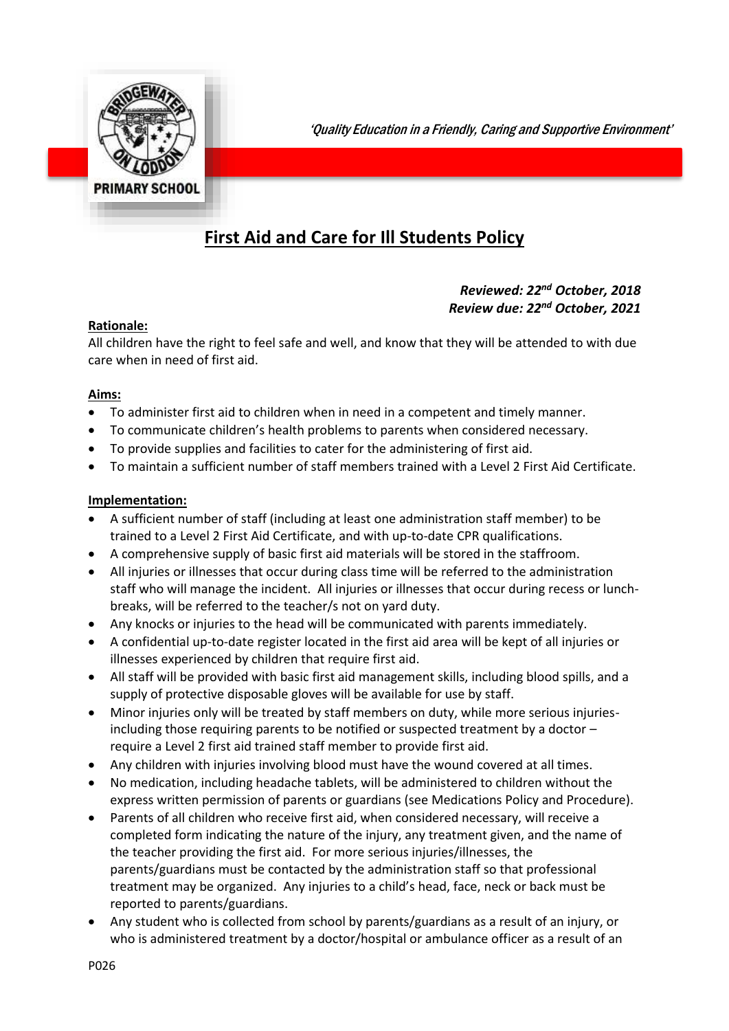*'Quality Education in a Friendly, Caring and Supportive Environment'*

# First Aid and Care for Ill Students Policy

***Reviewed: 22nd October, 2018***
***Review due: 22nd October, 2021***

**Rationale:**

All children have the right to feel safe and well, and know that they will be attended to with due care when in need of first aid.

**Aims:**

- To administer first aid to children when in need in a competent and timely manner.
- To communicate children's health problems to parents when considered necessary.
- To provide supplies and facilities to cater for the administering of first aid.
- To maintain a sufficient number of staff members trained with a Level 2 First Aid Certificate.

**Implementation:**

- A sufficient number of staff (including at least one administration staff member) to be trained to a Level 2 First Aid Certificate, and with up-to-date CPR qualifications.
- A comprehensive supply of basic first aid materials will be stored in the staffroom.
- All injuries or illnesses that occur during class time will be referred to the administration staff who will manage the incident. All injuries or illnesses that occur during recess or lunch-breaks, will be referred to the teacher/s not on yard duty.
- Any knocks or injuries to the head will be communicated with parents immediately.
- A confidential up-to-date register located in the first aid area will be kept of all injuries or illnesses experienced by children that require first aid.
- All staff will be provided with basic first aid management skills, including blood spills, and a supply of protective disposable gloves will be available for use by staff.
- Minor injuries only will be treated by staff members on duty, while more serious injuries- including those requiring parents to be notified or suspected treatment by a doctor – require a Level 2 first aid trained staff member to provide first aid.
- Any children with injuries involving blood must have the wound covered at all times.
- No medication, including headache tablets, will be administered to children without the express written permission of parents or guardians (see Medications Policy and Procedure).
- Parents of all children who receive first aid, when considered necessary, will receive a completed form indicating the nature of the injury, any treatment given, and the name of the teacher providing the first aid. For more serious injuries/illnesses, the parents/guardians must be contacted by the administration staff so that professional treatment may be organized. Any injuries to a child's head, face, neck or back must be reported to parents/guardians.
- Any student who is collected from school by parents/guardians as a result of an injury, or who is administered treatment by a doctor/hospital or ambulance officer as a result of an

P026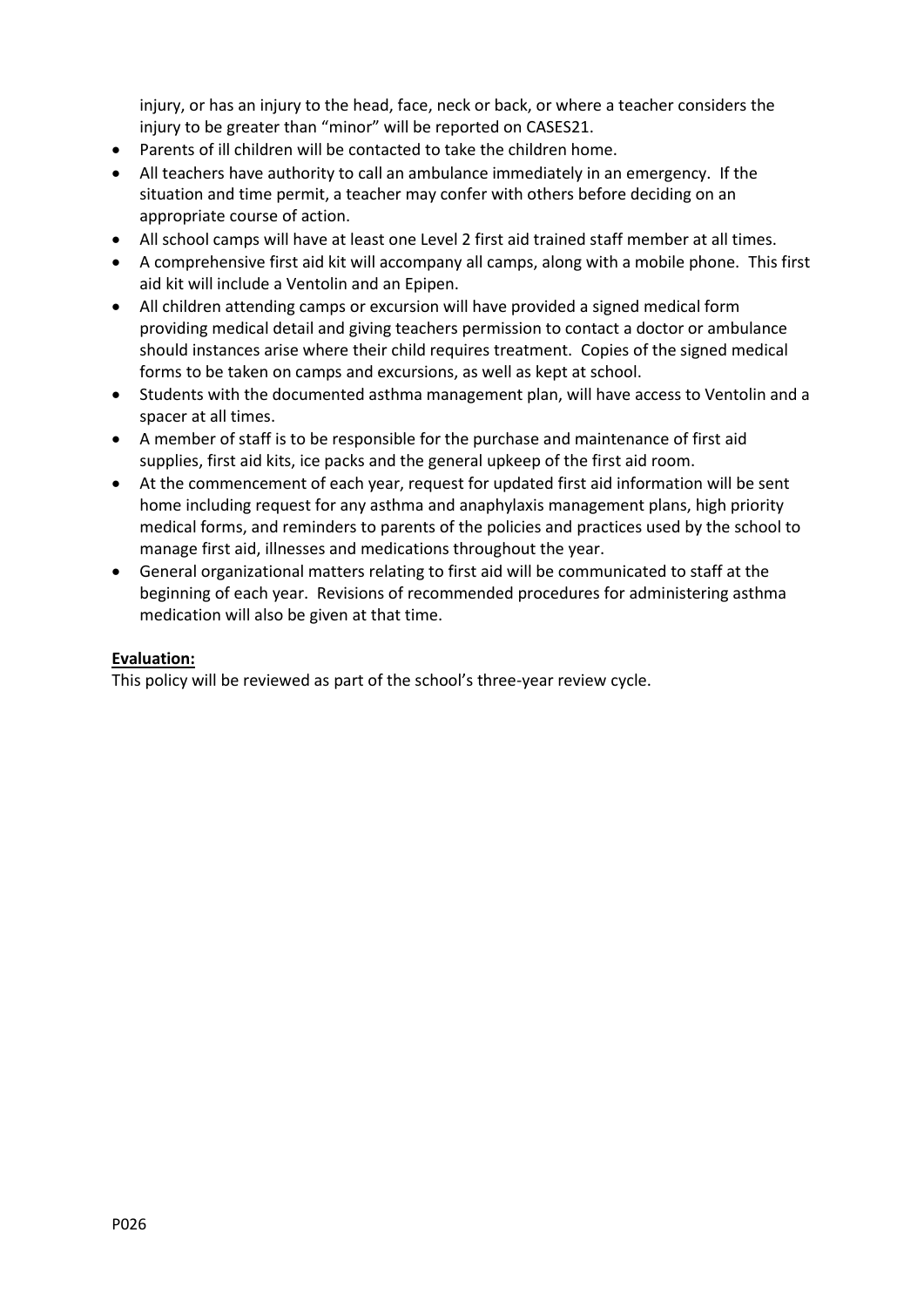injury, or has an injury to the head, face, neck or back, or where a teacher considers the injury to be greater than "minor" will be reported on CASES21.

- Parents of ill children will be contacted to take the children home.
- All teachers have authority to call an ambulance immediately in an emergency. If the situation and time permit, a teacher may confer with others before deciding on an appropriate course of action.
- All school camps will have at least one Level 2 first aid trained staff member at all times.
- A comprehensive first aid kit will accompany all camps, along with a mobile phone. This first aid kit will include a Ventolin and an Epipen.
- All children attending camps or excursion will have provided a signed medical form providing medical detail and giving teachers permission to contact a doctor or ambulance should instances arise where their child requires treatment. Copies of the signed medical forms to be taken on camps and excursions, as well as kept at school.
- Students with the documented asthma management plan, will have access to Ventolin and a spacer at all times.
- A member of staff is to be responsible for the purchase and maintenance of first aid supplies, first aid kits, ice packs and the general upkeep of the first aid room.
- At the commencement of each year, request for updated first aid information will be sent home including request for any asthma and anaphylaxis management plans, high priority medical forms, and reminders to parents of the policies and practices used by the school to manage first aid, illnesses and medications throughout the year.
- General organizational matters relating to first aid will be communicated to staff at the beginning of each year. Revisions of recommended procedures for administering asthma medication will also be given at that time.

**Evaluation:**

This policy will be reviewed as part of the school's three-year review cycle.